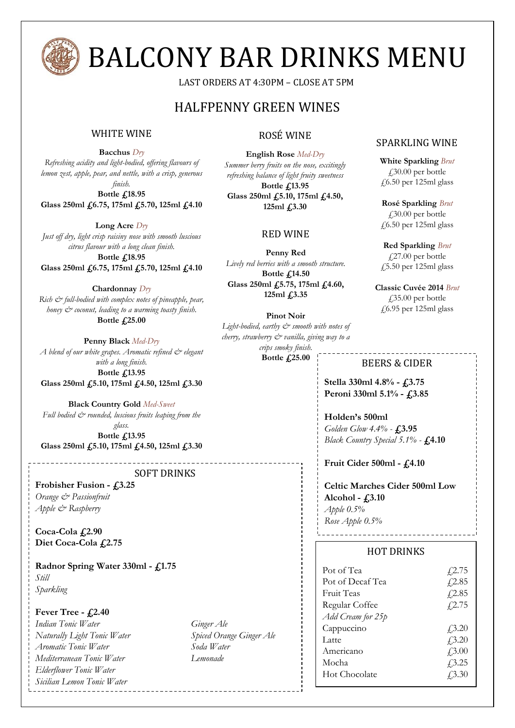# BALCONY BAR DRINKS MENU

LAST ORDERS AT 4:30PM – CLOSE AT 5PM

## HALFPENNY GREEN WINES

### WHITE WINE

**Bacchus** *Dry*
*Refreshing acidity and light-bodied, offering flavours of lemon zest, apple, pear, and nettle, with a crisp, generous finish.*
**Bottle £18.95**
**Glass 250ml £6.75, 175ml £5.70, 125ml £4.10**

**Long Acre** *Dry*
*Just off dry, light crisp raisiny nose with smooth luscious citrus flavour with a long clean finish.*
**Bottle £18.95**
**Glass 250ml £6.75, 175ml £5.70, 125ml £4.10**

**Chardonnay** *Dry*
*Rich & full-bodied with complex notes of pineapple, pear, honey & coconut, leading to a warming toasty finish.*
**Bottle £25.00**

**Penny Black** *Med-Dry*
*A blend of our white grapes. Aromatic refined & elegant with a long finish.*
**Bottle £13.95**
**Glass 250ml £5.10, 175ml £4.50, 125ml £3.30**

**Black Country Gold** *Med-Sweet*
*Full bodied & rounded, luscious fruits leaping from the glass.*
**Bottle £13.95**
**Glass 250ml £5.10, 175ml £4.50, 125ml £3.30**

### ROSÉ WINE

**English Rose** *Med-Dry*
*Summer berry fruits on the nose, excitingly refreshing balance of light fruity sweetness*
**Bottle £13.95**
**Glass 250ml £5.10, 175ml £4.50, 125ml £3.30**

### RED WINE

**Penny Red**
*Lively red berries with a smooth structure.*
**Bottle £14.50**
**Glass 250ml £5.75, 175ml £4.60, 125ml £3.35**

**Pinot Noir**
*Light-bodied, earthy & smooth with notes of cherry, strawberry & vanilla, giving way to a crips smoky finish.*
**Bottle £25.00**

### SPARKLING WINE

**White Sparkling** *Brut*
£30.00 per bottle
£6.50 per 125ml glass

**Rosé Sparkling** *Brut*
£30.00 per bottle
£6.50 per 125ml glass

**Red Sparkling** *Brut*
£27.00 per bottle
£5.50 per 125ml glass

**Classic Cuvée 2014** *Brut*
£35.00 per bottle
£6.95 per 125ml glass

### SOFT DRINKS

**Frobisher Fusion - £3.25**
*Orange & Passionfruit*
*Apple & Raspberry*

**Coca-Cola £2.90**
**Diet Coca-Cola £2.75**

**Radnor Spring Water 330ml - £1.75**
*Still*
*Sparkling*

**Fever Tree - £2.40**
*Indian Tonic Water*
*Naturally Light Tonic Water*
*Aromatic Tonic Water*
*Mediterranean Tonic Water*
*Elderflower Tonic Water*
*Sicilian Lemon Tonic Water*
*Ginger Ale*
*Spiced Orange Ginger Ale*
*Soda Water*
*Lemonade*

### BEERS & CIDER

**Stella 330ml 4.8% - £3.75**
**Peroni 330ml 5.1% - £3.85**

**Holden's 500ml**
*Golden Glow 4.4%* - **£3.95**
*Black Country Special 5.1%* - **£4.10**

**Fruit Cider 500ml - £4.10**

**Celtic Marches Cider 500ml Low Alcohol - £3.10**
*Apple 0.5%*
*Rose Apple 0.5%*

### HOT DRINKS

| Item | Price |
|---|---|
| Pot of Tea | £2.75 |
| Pot of Decaf Tea | £2.85 |
| Fruit Teas | £2.85 |
| Regular Coffee | £2.75 |
| *Add Cream for 25p* | |
| Cappuccino | £3.20 |
| Latte | £3.20 |
| Americano | £3.00 |
| Mocha | £3.25 |
| Hot Chocolate | £3.30 |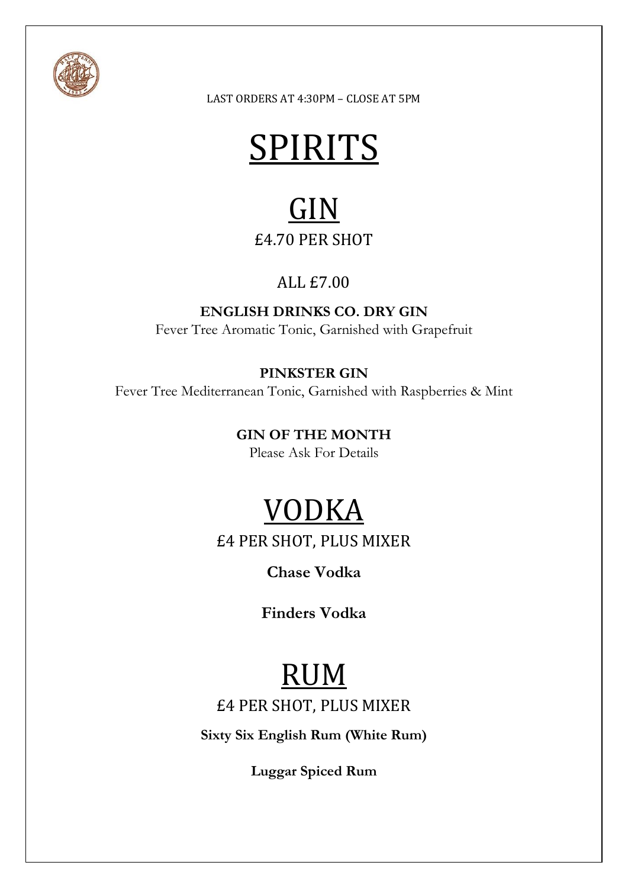LAST ORDERS AT 4:30PM – CLOSE AT 5PM

# SPIRITS

## GIN

£4.70 PER SHOT

ALL £7.00

**ENGLISH DRINKS CO. DRY GIN**

Fever Tree Aromatic Tonic, Garnished with Grapefruit

**PINKSTER GIN**

Fever Tree Mediterranean Tonic, Garnished with Raspberries & Mint

**GIN OF THE MONTH**

Please Ask For Details

## VODKA

£4 PER SHOT, PLUS MIXER

**Chase Vodka**

**Finders Vodka**

## RUM

£4 PER SHOT, PLUS MIXER

**Sixty Six English Rum (White Rum)**

**Luggar Spiced Rum**